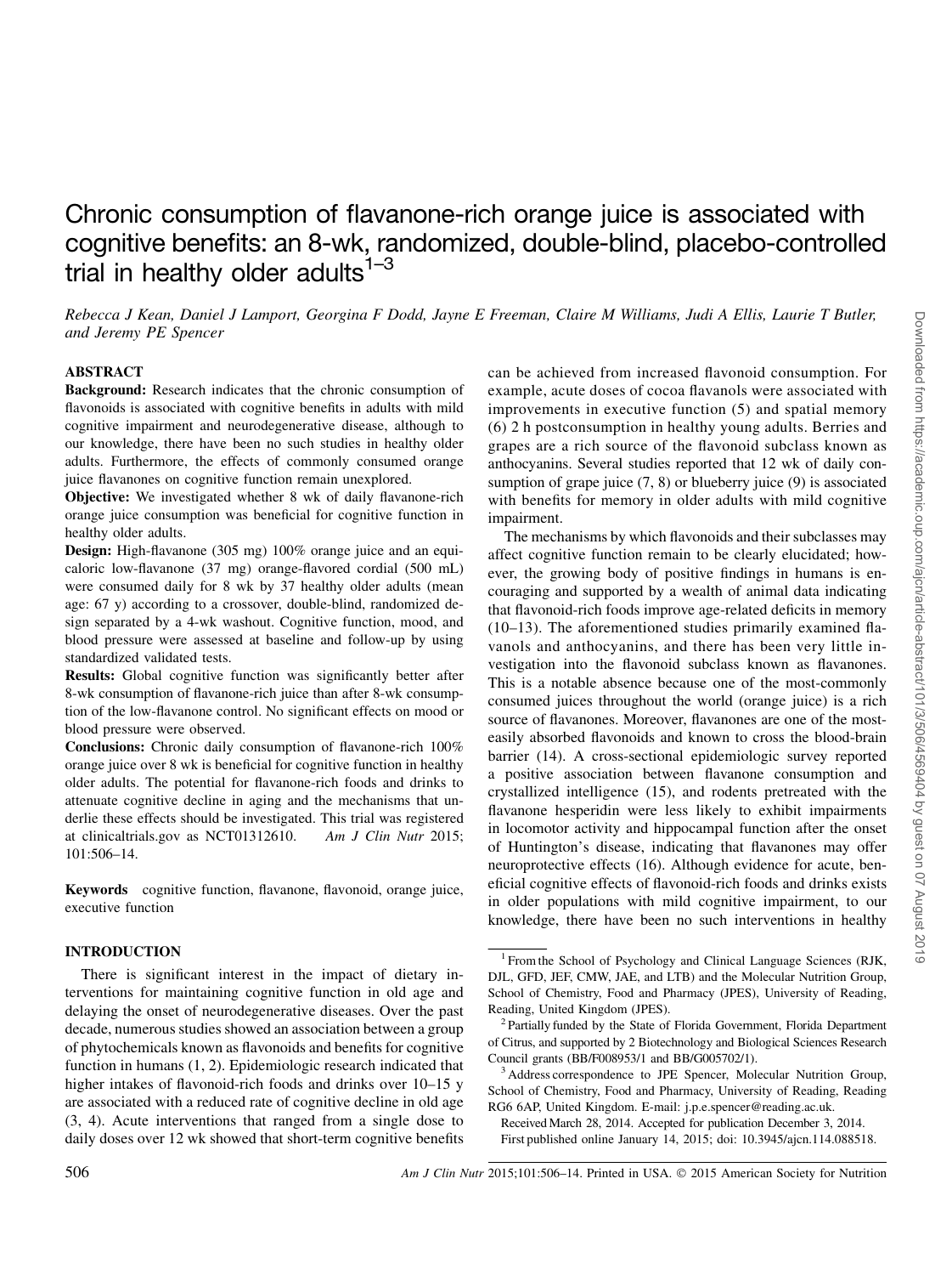# Chronic consumption of flavanone-rich orange juice is associated with cognitive benefits: an 8-wk, randomized, double-blind, placebo-controlled trial in healthy older adults[1–3]

*Rebecca J Kean, Daniel J Lamport, Georgina F Dodd, Jayne E Freeman, Claire M Williams, Judi A Ellis, Laurie T Butler, and Jeremy PE Spencer*

## ABSTRACT

**Background:** Research indicates that the chronic consumption of flavonoids is associated with cognitive benefits in adults with mild cognitive impairment and neurodegenerative disease, although to our knowledge, there have been no such studies in healthy older adults. Furthermore, the effects of commonly consumed orange juice flavanones on cognitive function remain unexplored.

**Objective:** We investigated whether 8 wk of daily flavanone-rich orange juice consumption was beneficial for cognitive function in healthy older adults.

**Design:** High-flavanone (305 mg) 100% orange juice and an equicaloric low-flavanone (37 mg) orange-flavored cordial (500 mL) were consumed daily for 8 wk by 37 healthy older adults (mean age: 67 y) according to a crossover, double-blind, randomized design separated by a 4-wk washout. Cognitive function, mood, and blood pressure were assessed at baseline and follow-up by using standardized validated tests.

**Results:** Global cognitive function was significantly better after 8-wk consumption of flavanone-rich juice than after 8-wk consumption of the low-flavanone control. No significant effects on mood or blood pressure were observed.

**Conclusions:** Chronic daily consumption of flavanone-rich 100% orange juice over 8 wk is beneficial for cognitive function in healthy older adults. The potential for flavanone-rich foods and drinks to attenuate cognitive decline in aging and the mechanisms that underlie these effects should be investigated. This trial was registered at clinicaltrials.gov as NCT01312610. *Am J Clin Nutr* 2015; 101:506–14.

**Keywords** cognitive function, flavanone, flavonoid, orange juice, executive function

## INTRODUCTION

There is significant interest in the impact of dietary interventions for maintaining cognitive function in old age and delaying the onset of neurodegenerative diseases. Over the past decade, numerous studies showed an association between a group of phytochemicals known as flavonoids and benefits for cognitive function in humans (1, 2). Epidemiologic research indicated that higher intakes of flavonoid-rich foods and drinks over 10–15 y are associated with a reduced rate of cognitive decline in old age (3, 4). Acute interventions that ranged from a single dose to daily doses over 12 wk showed that short-term cognitive benefits can be achieved from increased flavonoid consumption. For example, acute doses of cocoa flavanols were associated with improvements in executive function (5) and spatial memory (6) 2 h postconsumption in healthy young adults. Berries and grapes are a rich source of the flavonoid subclass known as anthocyanins. Several studies reported that 12 wk of daily consumption of grape juice (7, 8) or blueberry juice (9) is associated with benefits for memory in older adults with mild cognitive impairment.

The mechanisms by which flavonoids and their subclasses may affect cognitive function remain to be clearly elucidated; however, the growing body of positive findings in humans is encouraging and supported by a wealth of animal data indicating that flavonoid-rich foods improve age-related deficits in memory (10–13). The aforementioned studies primarily examined flavanols and anthocyanins, and there has been very little investigation into the flavonoid subclass known as flavanones. This is a notable absence because one of the most-commonly consumed juices throughout the world (orange juice) is a rich source of flavanones. Moreover, flavanones are one of the most-easily absorbed flavonoids and known to cross the blood-brain barrier (14). A cross-sectional epidemiologic survey reported a positive association between flavanone consumption and crystallized intelligence (15), and rodents pretreated with the flavanone hesperidin were less likely to exhibit impairments in locomotor activity and hippocampal function after the onset of Huntington's disease, indicating that flavanones may offer neuroprotective effects (16). Although evidence for acute, beneficial cognitive effects of flavonoid-rich foods and drinks exists in older populations with mild cognitive impairment, to our knowledge, there have been no such interventions in healthy

---

[1] From the School of Psychology and Clinical Language Sciences (RJK, DJL, GFD, JEF, CMW, JAE, and LTB) and the Molecular Nutrition Group, School of Chemistry, Food and Pharmacy (JPES), University of Reading, Reading, United Kingdom (JPES).

[2] Partially funded by the State of Florida Government, Florida Department of Citrus, and supported by 2 Biotechnology and Biological Sciences Research Council grants (BB/F008953/1 and BB/G005702/1).

[3] Address correspondence to JPE Spencer, Molecular Nutrition Group, School of Chemistry, Food and Pharmacy, University of Reading, Reading RG6 6AP, United Kingdom. E-mail: j.p.e.spencer@reading.ac.uk.

Received March 28, 2014. Accepted for publication December 3, 2014.

First published online January 14, 2015; doi: 10.3945/ajcn.114.088518.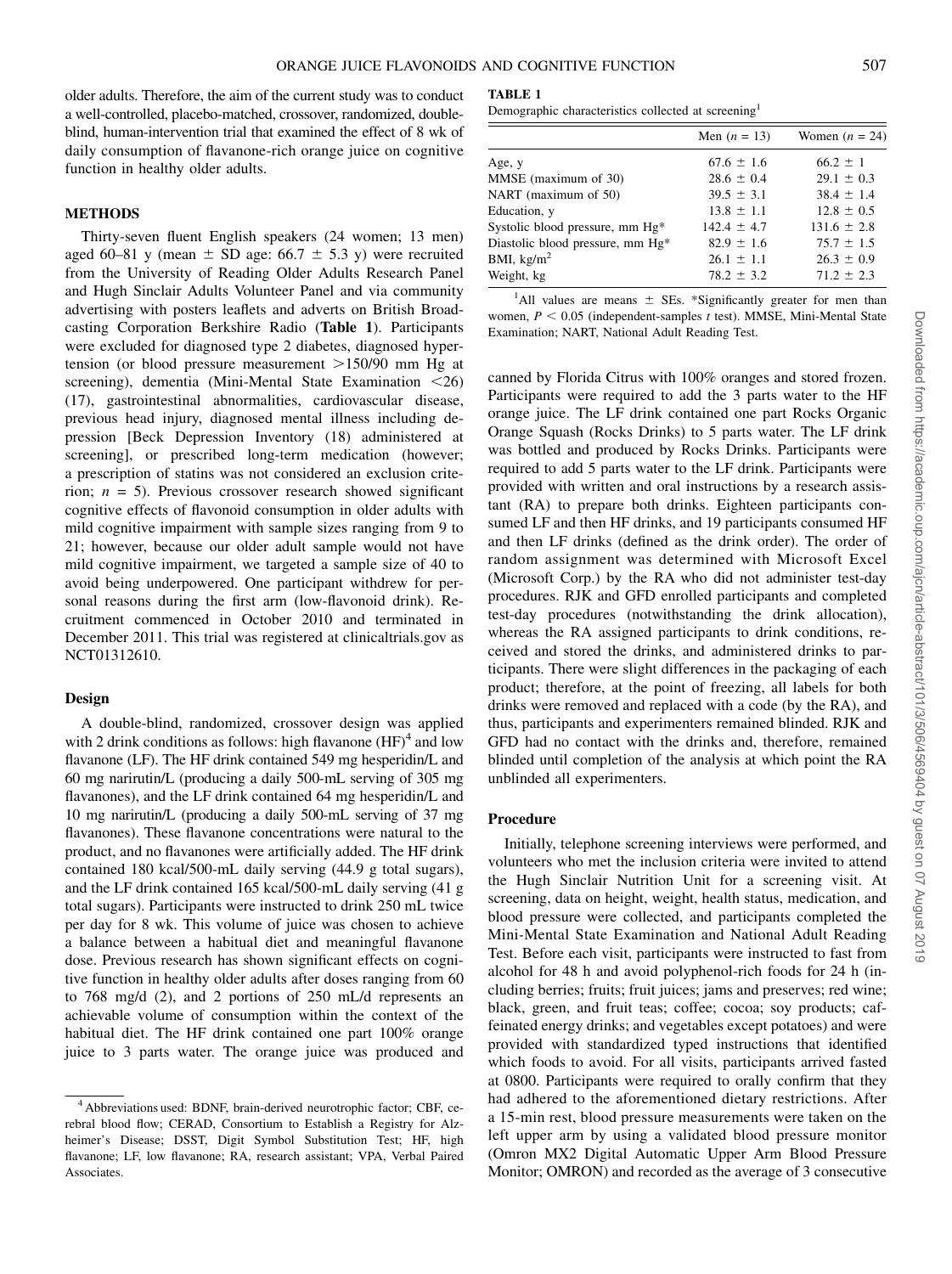older adults. Therefore, the aim of the current study was to conduct a well-controlled, placebo-matched, crossover, randomized, double-blind, human-intervention trial that examined the effect of 8 wk of daily consumption of flavanone-rich orange juice on cognitive function in healthy older adults.

## METHODS

Thirty-seven fluent English speakers (24 women; 13 men) aged 60–81 y (mean ± SD age: 66.7 ± 5.3 y) were recruited from the University of Reading Older Adults Research Panel and Hugh Sinclair Adults Volunteer Panel and via community advertising with posters leaflets and adverts on British Broadcasting Corporation Berkshire Radio (**Table 1**). Participants were excluded for diagnosed type 2 diabetes, diagnosed hypertension (or blood pressure measurement >150/90 mm Hg at screening), dementia (Mini-Mental State Examination <26) (17), gastrointestinal abnormalities, cardiovascular disease, previous head injury, diagnosed mental illness including depression [Beck Depression Inventory (18) administered at screening], or prescribed long-term medication (however; a prescription of statins was not considered an exclusion criterion; $n = 5$). Previous crossover research showed significant cognitive effects of flavonoid consumption in older adults with mild cognitive impairment with sample sizes ranging from 9 to 21; however, because our older adult sample would not have mild cognitive impairment, we targeted a sample size of 40 to avoid being underpowered. One participant withdrew for personal reasons during the first arm (low-flavonoid drink). Recruitment commenced in October 2010 and terminated in December 2011. This trial was registered at clinicaltrials.gov as NCT01312610.

### Design

A double-blind, randomized, crossover design was applied with 2 drink conditions as follows: high flavanone (HF)[4] and low flavanone (LF). The HF drink contained 549 mg hesperidin/L and 60 mg narirutin/L (producing a daily 500-mL serving of 305 mg flavanones), and the LF drink contained 64 mg hesperidin/L and 10 mg narirutin/L (producing a daily 500-mL serving of 37 mg flavanones). These flavanone concentrations were natural to the product, and no flavanones were artificially added. The HF drink contained 180 kcal/500-mL daily serving (44.9 g total sugars), and the LF drink contained 165 kcal/500-mL daily serving (41 g total sugars). Participants were instructed to drink 250 mL twice per day for 8 wk. This volume of juice was chosen to achieve a balance between a habitual diet and meaningful flavanone dose. Previous research has shown significant effects on cognitive function in healthy older adults after doses ranging from 60 to 768 mg/d (2), and 2 portions of 250 mL/d represents an achievable volume of consumption within the context of the habitual diet. The HF drink contained one part 100% orange juice to 3 parts water. The orange juice was produced and canned by Florida Citrus with 100% oranges and stored frozen. Participants were required to add the 3 parts water to the HF orange juice. The LF drink contained one part Rocks Organic Orange Squash (Rocks Drinks) to 5 parts water. The LF drink was bottled and produced by Rocks Drinks. Participants were required to add 5 parts water to the LF drink. Participants were provided with written and oral instructions by a research assistant (RA) to prepare both drinks. Eighteen participants consumed LF and then HF drinks, and 19 participants consumed HF and then LF drinks (defined as the drink order). The order of random assignment was determined with Microsoft Excel (Microsoft Corp.) by the RA who did not administer test-day procedures. RJK and GFD enrolled participants and completed test-day procedures (notwithstanding the drink allocation), whereas the RA assigned participants to drink conditions, received and stored the drinks, and administered drinks to participants. There were slight differences in the packaging of each product; therefore, at the point of freezing, all labels for both drinks were removed and replaced with a code (by the RA), and thus, participants and experimenters remained blinded. RJK and GFD had no contact with the drinks and, therefore, remained blinded until completion of the analysis at which point the RA unblinded all experimenters.

**TABLE 1**
Demographic characteristics collected at screening[1]

| | Men ($n = 13$) | Women ($n = 24$) |
|---|---|---|
| Age, y | 67.6 ± 1.6 | 66.2 ± 1 |
| MMSE (maximum of 30) | 28.6 ± 0.4 | 29.1 ± 0.3 |
| NART (maximum of 50) | 39.5 ± 3.1 | 38.4 ± 1.4 |
| Education, y | 13.8 ± 1.1 | 12.8 ± 0.5 |
| Systolic blood pressure, mm Hg* | 142.4 ± 4.7 | 131.6 ± 2.8 |
| Diastolic blood pressure, mm Hg* | 82.9 ± 1.6 | 75.7 ± 1.5 |
| BMI, kg/m$^2$ | 26.1 ± 1.1 | 26.3 ± 0.9 |
| Weight, kg | 78.2 ± 3.2 | 71.2 ± 2.3 |

[1]All values are means ± SEs. *Significantly greater for men than women, $P < 0.05$ (independent-samples $t$ test). MMSE, Mini-Mental State Examination; NART, National Adult Reading Test.

### Procedure

Initially, telephone screening interviews were performed, and volunteers who met the inclusion criteria were invited to attend the Hugh Sinclair Nutrition Unit for a screening visit. At screening, data on height, weight, health status, medication, and blood pressure were collected, and participants completed the Mini-Mental State Examination and National Adult Reading Test. Before each visit, participants were instructed to fast from alcohol for 48 h and avoid polyphenol-rich foods for 24 h (including berries; fruits; fruit juices; jams and preserves; red wine; black, green, and fruit teas; coffee; cocoa; soy products; caffeinated energy drinks; and vegetables except potatoes) and were provided with standardized typed instructions that identified which foods to avoid. For all visits, participants arrived fasted at 0800. Participants were required to orally confirm that they had adhered to the aforementioned dietary restrictions. After a 15-min rest, blood pressure measurements were taken on the left upper arm by using a validated blood pressure monitor (Omron MX2 Digital Automatic Upper Arm Blood Pressure Monitor; OMRON) and recorded as the average of 3 consecutive

[4] Abbreviations used: BDNF, brain-derived neurotrophic factor; CBF, cerebral blood flow; CERAD, Consortium to Establish a Registry for Alzheimer's Disease; DSST, Digit Symbol Substitution Test; HF, high flavanone; LF, low flavanone; RA, research assistant; VPA, Verbal Paired Associates.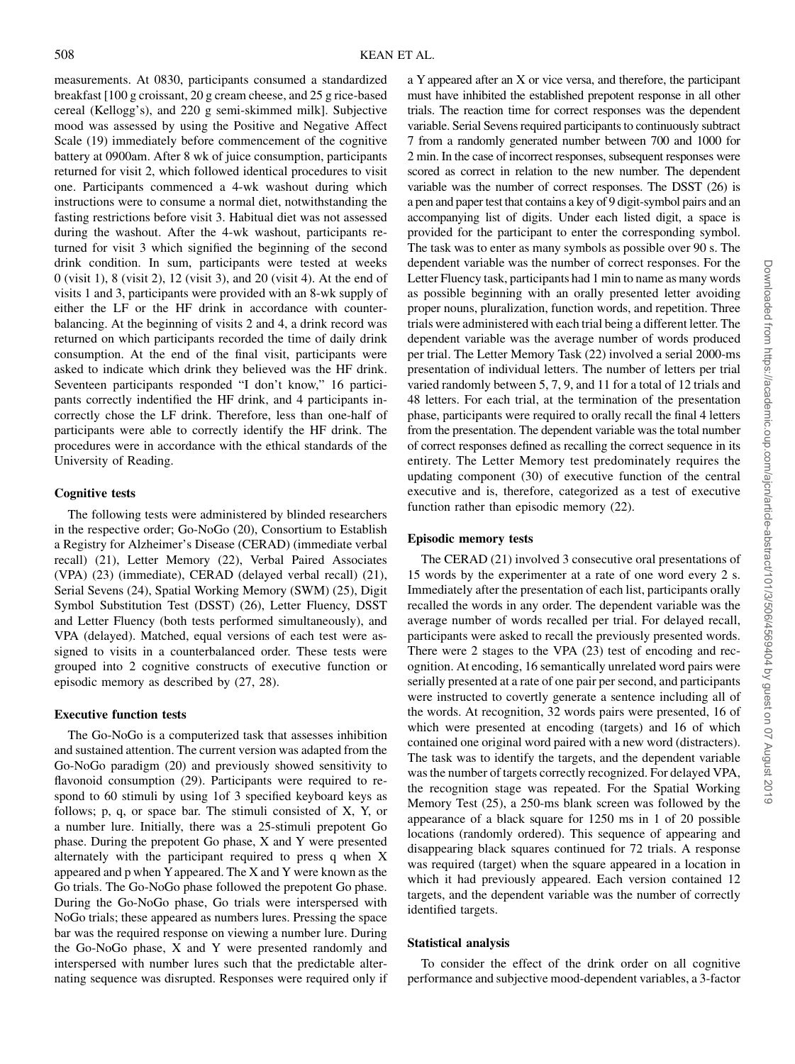measurements. At 0830, participants consumed a standardized breakfast [100 g croissant, 20 g cream cheese, and 25 g rice-based cereal (Kellogg's), and 220 g semi-skimmed milk]. Subjective mood was assessed by using the Positive and Negative Affect Scale (19) immediately before commencement of the cognitive battery at 0900am. After 8 wk of juice consumption, participants returned for visit 2, which followed identical procedures to visit one. Participants commenced a 4-wk washout during which instructions were to consume a normal diet, notwithstanding the fasting restrictions before visit 3. Habitual diet was not assessed during the washout. After the 4-wk washout, participants returned for visit 3 which signified the beginning of the second drink condition. In sum, participants were tested at weeks 0 (visit 1), 8 (visit 2), 12 (visit 3), and 20 (visit 4). At the end of visits 1 and 3, participants were provided with an 8-wk supply of either the LF or the HF drink in accordance with counterbalancing. At the beginning of visits 2 and 4, a drink record was returned on which participants recorded the time of daily drink consumption. At the end of the final visit, participants were asked to indicate which drink they believed was the HF drink. Seventeen participants responded "I don't know," 16 participants correctly indentified the HF drink, and 4 participants incorrectly chose the LF drink. Therefore, less than one-half of participants were able to correctly identify the HF drink. The procedures were in accordance with the ethical standards of the University of Reading.

### Cognitive tests

The following tests were administered by blinded researchers in the respective order; Go-NoGo (20), Consortium to Establish a Registry for Alzheimer's Disease (CERAD) (immediate verbal recall) (21), Letter Memory (22), Verbal Paired Associates (VPA) (23) (immediate), CERAD (delayed verbal recall) (21), Serial Sevens (24), Spatial Working Memory (SWM) (25), Digit Symbol Substitution Test (DSST) (26), Letter Fluency, DSST and Letter Fluency (both tests performed simultaneously), and VPA (delayed). Matched, equal versions of each test were assigned to visits in a counterbalanced order. These tests were grouped into 2 cognitive constructs of executive function or episodic memory as described by (27, 28).

### Executive function tests

The Go-NoGo is a computerized task that assesses inhibition and sustained attention. The current version was adapted from the Go-NoGo paradigm (20) and previously showed sensitivity to flavonoid consumption (29). Participants were required to respond to 60 stimuli by using 1of 3 specified keyboard keys as follows; p, q, or space bar. The stimuli consisted of X, Y, or a number lure. Initially, there was a 25-stimuli prepotent Go phase. During the prepotent Go phase, X and Y were presented alternately with the participant required to press q when X appeared and p when Y appeared. The X and Y were known as the Go trials. The Go-NoGo phase followed the prepotent Go phase. During the Go-NoGo phase, Go trials were interspersed with NoGo trials; these appeared as numbers lures. Pressing the space bar was the required response on viewing a number lure. During the Go-NoGo phase, X and Y were presented randomly and interspersed with number lures such that the predictable alternating sequence was disrupted. Responses were required only if a Y appeared after an X or vice versa, and therefore, the participant must have inhibited the established prepotent response in all other trials. The reaction time for correct responses was the dependent variable. Serial Sevens required participants to continuously subtract 7 from a randomly generated number between 700 and 1000 for 2 min. In the case of incorrect responses, subsequent responses were scored as correct in relation to the new number. The dependent variable was the number of correct responses. The DSST (26) is a pen and paper test that contains a key of 9 digit-symbol pairs and an accompanying list of digits. Under each listed digit, a space is provided for the participant to enter the corresponding symbol. The task was to enter as many symbols as possible over 90 s. The dependent variable was the number of correct responses. For the Letter Fluency task, participants had 1 min to name as many words as possible beginning with an orally presented letter avoiding proper nouns, pluralization, function words, and repetition. Three trials were administered with each trial being a different letter. The dependent variable was the average number of words produced per trial. The Letter Memory Task (22) involved a serial 2000-ms presentation of individual letters. The number of letters per trial varied randomly between 5, 7, 9, and 11 for a total of 12 trials and 48 letters. For each trial, at the termination of the presentation phase, participants were required to orally recall the final 4 letters from the presentation. The dependent variable was the total number of correct responses defined as recalling the correct sequence in its entirety. The Letter Memory test predominately requires the updating component (30) of executive function of the central executive and is, therefore, categorized as a test of executive function rather than episodic memory (22).

### Episodic memory tests

The CERAD (21) involved 3 consecutive oral presentations of 15 words by the experimenter at a rate of one word every 2 s. Immediately after the presentation of each list, participants orally recalled the words in any order. The dependent variable was the average number of words recalled per trial. For delayed recall, participants were asked to recall the previously presented words. There were 2 stages to the VPA (23) test of encoding and recognition. At encoding, 16 semantically unrelated word pairs were serially presented at a rate of one pair per second, and participants were instructed to covertly generate a sentence including all of the words. At recognition, 32 words pairs were presented, 16 of which were presented at encoding (targets) and 16 of which contained one original word paired with a new word (distracters). The task was to identify the targets, and the dependent variable was the number of targets correctly recognized. For delayed VPA, the recognition stage was repeated. For the Spatial Working Memory Test (25), a 250-ms blank screen was followed by the appearance of a black square for 1250 ms in 1 of 20 possible locations (randomly ordered). This sequence of appearing and disappearing black squares continued for 72 trials. A response was required (target) when the square appeared in a location in which it had previously appeared. Each version contained 12 targets, and the dependent variable was the number of correctly identified targets.

### Statistical analysis

To consider the effect of the drink order on all cognitive performance and subjective mood-dependent variables, a 3-factor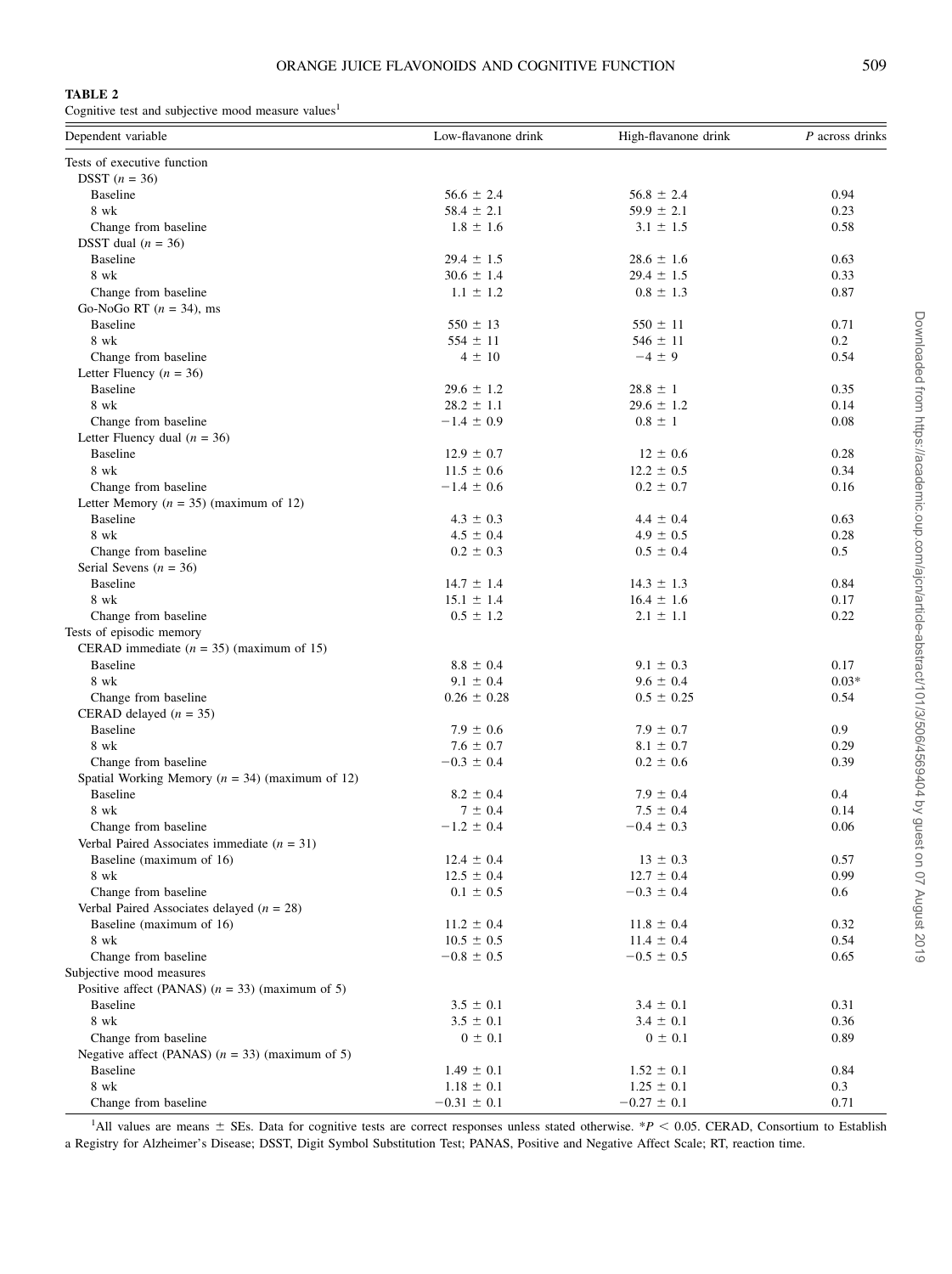**TABLE 2**
Cognitive test and subjective mood measure values[1]

| Dependent variable | Low-flavanone drink | High-flavanone drink | *P* across drinks |
|---|---|---|---|
| Tests of executive function | | | |
| DSST (*n* = 36) | | | |
| Baseline | 56.6 ± 2.4 | 56.8 ± 2.4 | 0.94 |
| 8 wk | 58.4 ± 2.1 | 59.9 ± 2.1 | 0.23 |
| Change from baseline | 1.8 ± 1.6 | 3.1 ± 1.5 | 0.58 |
| DSST dual (*n* = 36) | | | |
| Baseline | 29.4 ± 1.5 | 28.6 ± 1.6 | 0.63 |
| 8 wk | 30.6 ± 1.4 | 29.4 ± 1.5 | 0.33 |
| Change from baseline | 1.1 ± 1.2 | 0.8 ± 1.3 | 0.87 |
| Go-NoGo RT (*n* = 34), ms | | | |
| Baseline | 550 ± 13 | 550 ± 11 | 0.71 |
| 8 wk | 554 ± 11 | 546 ± 11 | 0.2 |
| Change from baseline | 4 ± 10 | −4 ± 9 | 0.54 |
| Letter Fluency (*n* = 36) | | | |
| Baseline | 29.6 ± 1.2 | 28.8 ± 1 | 0.35 |
| 8 wk | 28.2 ± 1.1 | 29.6 ± 1.2 | 0.14 |
| Change from baseline | −1.4 ± 0.9 | 0.8 ± 1 | 0.08 |
| Letter Fluency dual (*n* = 36) | | | |
| Baseline | 12.9 ± 0.7 | 12 ± 0.6 | 0.28 |
| 8 wk | 11.5 ± 0.6 | 12.2 ± 0.5 | 0.34 |
| Change from baseline | −1.4 ± 0.6 | 0.2 ± 0.7 | 0.16 |
| Letter Memory (*n* = 35) (maximum of 12) | | | |
| Baseline | 4.3 ± 0.3 | 4.4 ± 0.4 | 0.63 |
| 8 wk | 4.5 ± 0.4 | 4.9 ± 0.5 | 0.28 |
| Change from baseline | 0.2 ± 0.3 | 0.5 ± 0.4 | 0.5 |
| Serial Sevens (*n* = 36) | | | |
| Baseline | 14.7 ± 1.4 | 14.3 ± 1.3 | 0.84 |
| 8 wk | 15.1 ± 1.4 | 16.4 ± 1.6 | 0.17 |
| Change from baseline | 0.5 ± 1.2 | 2.1 ± 1.1 | 0.22 |
| Tests of episodic memory | | | |
| CERAD immediate (*n* = 35) (maximum of 15) | | | |
| Baseline | 8.8 ± 0.4 | 9.1 ± 0.3 | 0.17 |
| 8 wk | 9.1 ± 0.4 | 9.6 ± 0.4 | 0.03* |
| Change from baseline | 0.26 ± 0.28 | 0.5 ± 0.25 | 0.54 |
| CERAD delayed (*n* = 35) | | | |
| Baseline | 7.9 ± 0.6 | 7.9 ± 0.7 | 0.9 |
| 8 wk | 7.6 ± 0.7 | 8.1 ± 0.7 | 0.29 |
| Change from baseline | −0.3 ± 0.4 | 0.2 ± 0.6 | 0.39 |
| Spatial Working Memory (*n* = 34) (maximum of 12) | | | |
| Baseline | 8.2 ± 0.4 | 7.9 ± 0.4 | 0.4 |
| 8 wk | 7 ± 0.4 | 7.5 ± 0.4 | 0.14 |
| Change from baseline | −1.2 ± 0.4 | −0.4 ± 0.3 | 0.06 |
| Verbal Paired Associates immediate (*n* = 31) | | | |
| Baseline (maximum of 16) | 12.4 ± 0.4 | 13 ± 0.3 | 0.57 |
| 8 wk | 12.5 ± 0.4 | 12.7 ± 0.4 | 0.99 |
| Change from baseline | 0.1 ± 0.5 | −0.3 ± 0.4 | 0.6 |
| Verbal Paired Associates delayed (*n* = 28) | | | |
| Baseline (maximum of 16) | 11.2 ± 0.4 | 11.8 ± 0.4 | 0.32 |
| 8 wk | 10.5 ± 0.5 | 11.4 ± 0.4 | 0.54 |
| Change from baseline | −0.8 ± 0.5 | −0.5 ± 0.5 | 0.65 |
| Subjective mood measures | | | |
| Positive affect (PANAS) (*n* = 33) (maximum of 5) | | | |
| Baseline | 3.5 ± 0.1 | 3.4 ± 0.1 | 0.31 |
| 8 wk | 3.5 ± 0.1 | 3.4 ± 0.1 | 0.36 |
| Change from baseline | 0 ± 0.1 | 0 ± 0.1 | 0.89 |
| Negative affect (PANAS) (*n* = 33) (maximum of 5) | | | |
| Baseline | 1.49 ± 0.1 | 1.52 ± 0.1 | 0.84 |
| 8 wk | 1.18 ± 0.1 | 1.25 ± 0.1 | 0.3 |
| Change from baseline | −0.31 ± 0.1 | −0.27 ± 0.1 | 0.71 |

[1]All values are means ± SEs. Data for cognitive tests are correct responses unless stated otherwise. $^*P < 0.05$. CERAD, Consortium to Establish a Registry for Alzheimer's Disease; DSST, Digit Symbol Substitution Test; PANAS, Positive and Negative Affect Scale; RT, reaction time.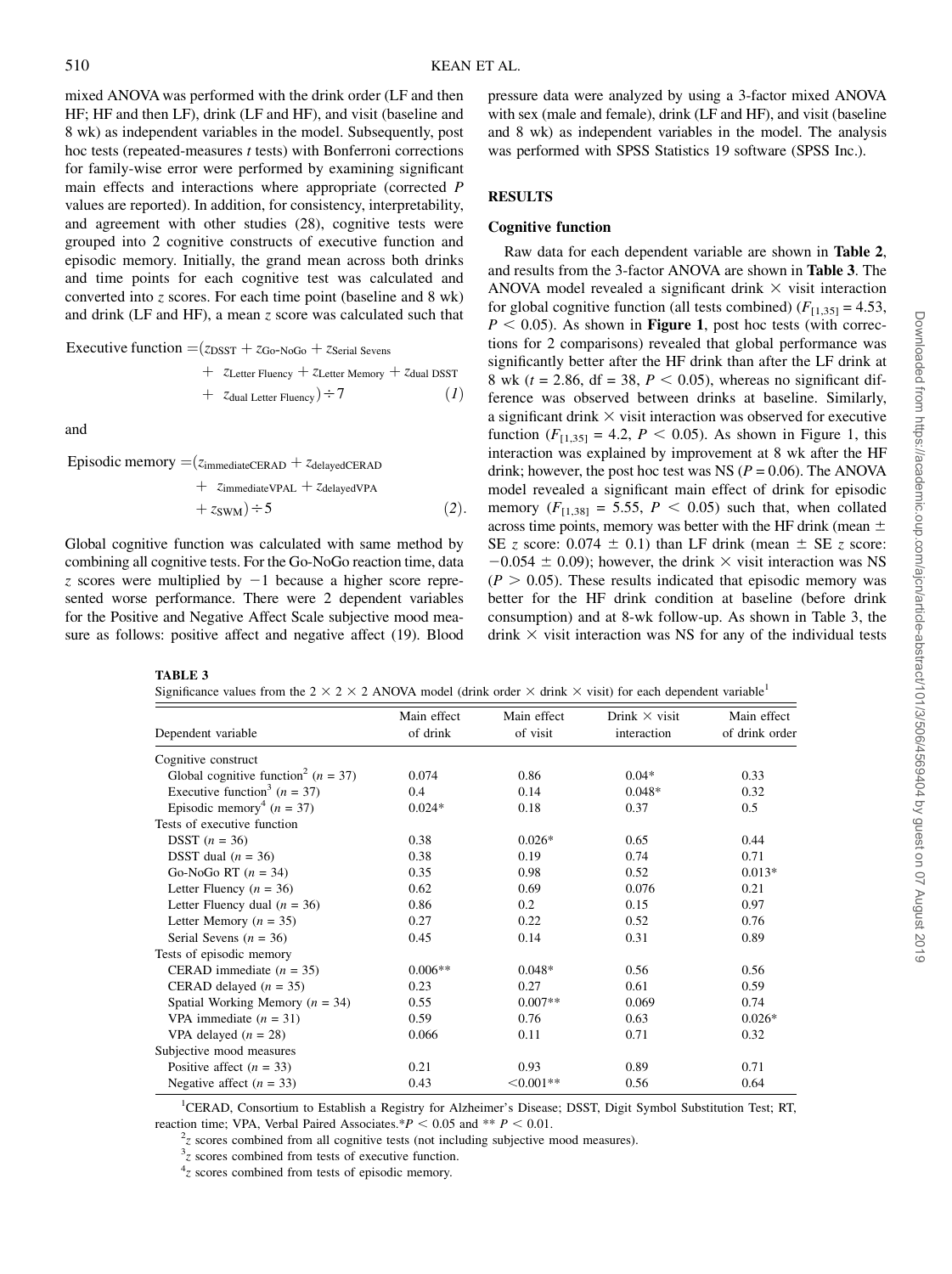mixed ANOVA was performed with the drink order (LF and then HF; HF and then LF), drink (LF and HF), and visit (baseline and 8 wk) as independent variables in the model. Subsequently, post hoc tests (repeated-measures *t* tests) with Bonferroni corrections for family-wise error were performed by examining significant main effects and interactions where appropriate (corrected *P* values are reported). In addition, for consistency, interpretability, and agreement with other studies (28), cognitive tests were grouped into 2 cognitive constructs of executive function and episodic memory. Initially, the grand mean across both drinks and time points for each cognitive test was calculated and converted into *z* scores. For each time point (baseline and 8 wk) and drink (LF and HF), a mean *z* score was calculated such that

$$\text{Executive function} = (z_{\text{DSST}} + z_{\text{Go-NoGo}} + z_{\text{Serial Sevens}} + z_{\text{Letter Fluency}} + z_{\text{Letter Memory}} + z_{\text{dual DSST}} + z_{\text{dual Letter Fluency}}) \div 7 \quad (1)$$

and

$$\text{Episodic memory} = (z_{\text{immediateCERAD}} + z_{\text{delayedCERAD}} + z_{\text{immediateVPAL}} + z_{\text{delayedVPA}} + z_{\text{SWM}}) \div 5 \quad (2).$$

Global cognitive function was calculated with same method by combining all cognitive tests. For the Go-NoGo reaction time, data *z* scores were multiplied by −1 because a higher score represented worse performance. There were 2 dependent variables for the Positive and Negative Affect Scale subjective mood measure as follows: positive affect and negative affect (19). Blood pressure data were analyzed by using a 3-factor mixed ANOVA with sex (male and female), drink (LF and HF), and visit (baseline and 8 wk) as independent variables in the model. The analysis was performed with SPSS Statistics 19 software (SPSS Inc.).

## RESULTS

### Cognitive function

Raw data for each dependent variable are shown in **Table 2**, and results from the 3-factor ANOVA are shown in **Table 3**. The ANOVA model revealed a significant drink × visit interaction for global cognitive function (all tests combined) ($F_{[1,35]} = 4.53$, $P < 0.05$). As shown in **Figure 1**, post hoc tests (with corrections for 2 comparisons) revealed that global performance was significantly better after the HF drink than after the LF drink at 8 wk ($t = 2.86$, df = 38, $P < 0.05$), whereas no significant difference was observed between drinks at baseline. Similarly, a significant drink × visit interaction was observed for executive function ($F_{[1,35]} = 4.2$, $P < 0.05$). As shown in Figure 1, this interaction was explained by improvement at 8 wk after the HF drink; however, the post hoc test was NS ($P = 0.06$). The ANOVA model revealed a significant main effect of drink for episodic memory ($F_{[1,38]} = 5.55$, $P < 0.05$) such that, when collated across time points, memory was better with the HF drink (mean ± SE *z* score: 0.074 ± 0.1) than LF drink (mean ± SE *z* score: −0.054 ± 0.09); however, the drink × visit interaction was NS ($P > 0.05$). These results indicated that episodic memory was better for the HF drink condition at baseline (before drink consumption) and at 8-wk follow-up. As shown in Table 3, the drink × visit interaction was NS for any of the individual tests

**TABLE 3**
Significance values from the 2 × 2 × 2 ANOVA model (drink order × drink × visit) for each dependent variable[1]

| Dependent variable | Main effect of drink | Main effect of visit | Drink × visit interaction | Main effect of drink order |
|---|---|---|---|---|
| Cognitive construct | | | | |
| Global cognitive function[2] (*n* = 37) | 0.074 | 0.86 | 0.04* | 0.33 |
| Executive function[3] (*n* = 37) | 0.4 | 0.14 | 0.048* | 0.32 |
| Episodic memory[4] (*n* = 37) | 0.024* | 0.18 | 0.37 | 0.5 |
| Tests of executive function | | | | |
| DSST (*n* = 36) | 0.38 | 0.026* | 0.65 | 0.44 |
| DSST dual (*n* = 36) | 0.38 | 0.19 | 0.74 | 0.71 |
| Go-NoGo RT (*n* = 34) | 0.35 | 0.98 | 0.52 | 0.013* |
| Letter Fluency (*n* = 36) | 0.62 | 0.69 | 0.076 | 0.21 |
| Letter Fluency dual (*n* = 36) | 0.86 | 0.2 | 0.15 | 0.97 |
| Letter Memory (*n* = 35) | 0.27 | 0.22 | 0.52 | 0.76 |
| Serial Sevens (*n* = 36) | 0.45 | 0.14 | 0.31 | 0.89 |
| Tests of episodic memory | | | | |
| CERAD immediate (*n* = 35) | 0.006** | 0.048* | 0.56 | 0.56 |
| CERAD delayed (*n* = 35) | 0.23 | 0.27 | 0.61 | 0.59 |
| Spatial Working Memory (*n* = 34) | 0.55 | 0.007** | 0.069 | 0.74 |
| VPA immediate (*n* = 31) | 0.59 | 0.76 | 0.63 | 0.026* |
| VPA delayed (*n* = 28) | 0.066 | 0.11 | 0.71 | 0.32 |
| Subjective mood measures | | | | |
| Positive affect (*n* = 33) | 0.21 | 0.93 | 0.89 | 0.71 |
| Negative affect (*n* = 33) | 0.43 | <0.001** | 0.56 | 0.64 |

[1]CERAD, Consortium to Establish a Registry for Alzheimer's Disease; DSST, Digit Symbol Substitution Test; RT, reaction time; VPA, Verbal Paired Associates.*$P < 0.05$ and ** $P < 0.01$.

[2]*z* scores combined from all cognitive tests (not including subjective mood measures).

[3]*z* scores combined from tests of executive function.

[4]*z* scores combined from tests of episodic memory.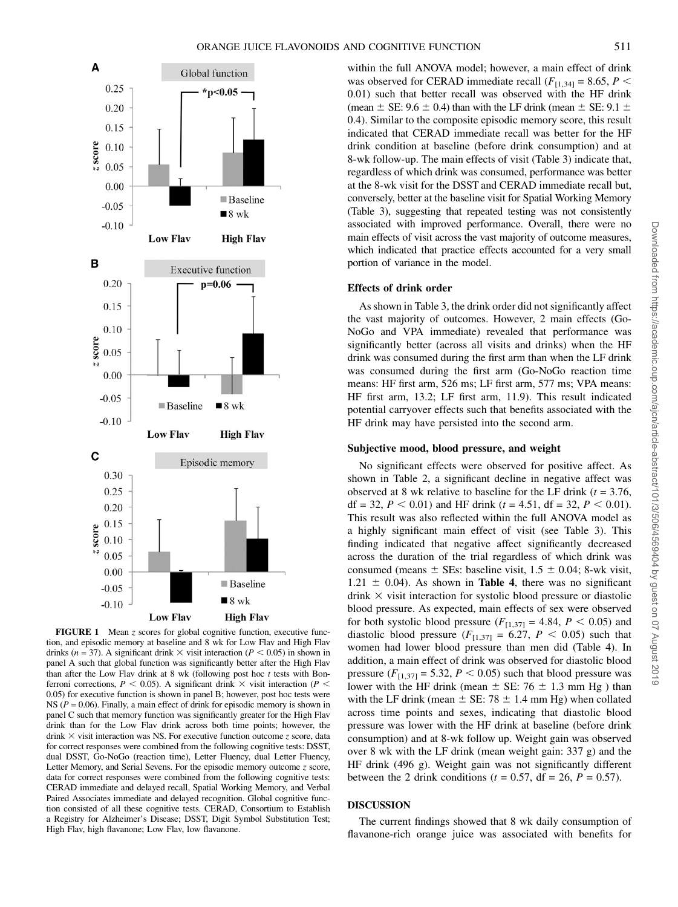FIGURE 1 Mean *z* scores for global cognitive function, executive function, and episodic memory at baseline and 8 wk for Low Flav and High Flav drinks ($n = 37$). A significant drink × visit interaction ($P < 0.05$) in shown in panel A such that global function was significantly better after the High Flav than after the Low Flav drink at 8 wk (following post hoc *t* tests with Bonferroni corrections, $P < 0.05$). A significant drink × visit interaction ($P < 0.05$) for executive function is shown in panel B; however, post hoc tests were NS ($P = 0.06$). Finally, a main effect of drink for episodic memory is shown in panel C such that memory function was significantly greater for the High Flav drink than for the Low Flav drink across both time points; however, the drink × visit interaction was NS. For executive function outcome *z* score, data for correct responses were combined from the following cognitive tests: DSST, dual DSST, Go-NoGo (reaction time), Letter Fluency, dual Letter Fluency, Letter Memory, and Serial Sevens. For the episodic memory outcome *z* score, data for correct responses were combined from the following cognitive tests: CERAD immediate and delayed recall, Spatial Working Memory, and Verbal Paired Associates immediate and delayed recognition. Global cognitive function consisted of all these cognitive tests. CERAD, Consortium to Establish a Registry for Alzheimer's Disease; DSST, Digit Symbol Substitution Test; High Flav, high flavanone; Low Flav, low flavanone.

within the full ANOVA model; however, a main effect of drink was observed for CERAD immediate recall ($F_{[1,34]} = 8.65$, $P < 0.01$) such that better recall was observed with the HF drink (mean ± SE: 9.6 ± 0.4) than with the LF drink (mean ± SE: 9.1 ± 0.4). Similar to the composite episodic memory score, this result indicated that CERAD immediate recall was better for the HF drink condition at baseline (before drink consumption) and at 8-wk follow-up. The main effects of visit (Table 3) indicate that, regardless of which drink was consumed, performance was better at the 8-wk visit for the DSST and CERAD immediate recall but, conversely, better at the baseline visit for Spatial Working Memory (Table 3), suggesting that repeated testing was not consistently associated with improved performance. Overall, there were no main effects of visit across the vast majority of outcome measures, which indicated that practice effects accounted for a very small portion of variance in the model.

### Effects of drink order

As shown in Table 3, the drink order did not significantly affect the vast majority of outcomes. However, 2 main effects (Go-NoGo and VPA immediate) revealed that performance was significantly better (across all visits and drinks) when the HF drink was consumed during the first arm than when the LF drink was consumed during the first arm (Go-NoGo reaction time means: HF first arm, 526 ms; LF first arm, 577 ms; VPA means: HF first arm, 13.2; LF first arm, 11.9). This result indicated potential carryover effects such that benefits associated with the HF drink may have persisted into the second arm.

### Subjective mood, blood pressure, and weight

No significant effects were observed for positive affect. As shown in Table 2, a significant decline in negative affect was observed at 8 wk relative to baseline for the LF drink ($t = 3.76$, df = 32, $P < 0.01$) and HF drink ($t = 4.51$, df = 32, $P < 0.01$). This result was also reflected within the full ANOVA model as a highly significant main effect of visit (see Table 3). This finding indicated that negative affect significantly decreased across the duration of the trial regardless of which drink was consumed (means ± SEs: baseline visit, 1.5 ± 0.04; 8-wk visit, 1.21 ± 0.04). As shown in **Table 4**, there was no significant drink × visit interaction for systolic blood pressure or diastolic blood pressure. As expected, main effects of sex were observed for both systolic blood pressure ($F_{[1,37]} = 4.84$, $P < 0.05$) and diastolic blood pressure ($F_{[1,37]} = 6.27$, $P < 0.05$) such that women had lower blood pressure than men did (Table 4). In addition, a main effect of drink was observed for diastolic blood pressure ($F_{[1,37]} = 5.32$, $P < 0.05$) such that blood pressure was lower with the HF drink (mean ± SE: 76 ± 1.3 mm Hg ) than with the LF drink (mean ± SE: 78 ± 1.4 mm Hg) when collated across time points and sexes, indicating that diastolic blood pressure was lower with the HF drink at baseline (before drink consumption) and at 8-wk follow up. Weight gain was observed over 8 wk with the LF drink (mean weight gain: 337 g) and the HF drink (496 g). Weight gain was not significantly different between the 2 drink conditions ($t = 0.57$, df = 26, $P = 0.57$).

## DISCUSSION

The current findings showed that 8 wk daily consumption of flavanone-rich orange juice was associated with benefits for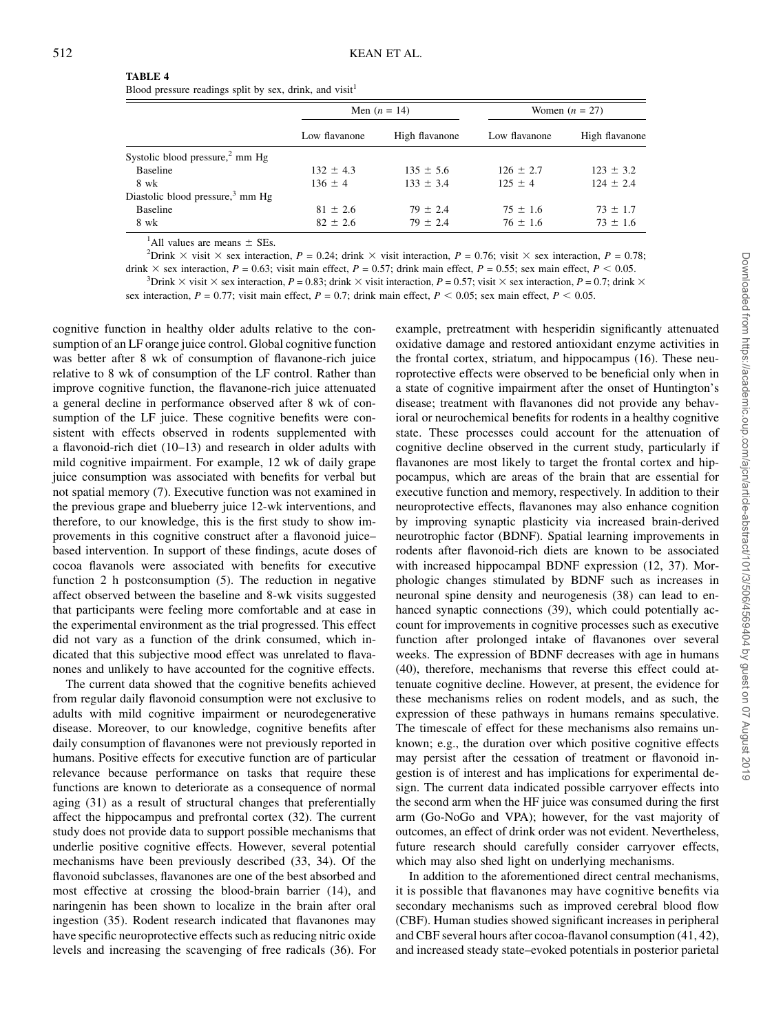**TABLE 4**
Blood pressure readings split by sex, drink, and visit[1]

| | Men ($n$ = 14) | | Women ($n$ = 27) | |
|---|---|---|---|---|
| | Low flavanone | High flavanone | Low flavanone | High flavanone |
| Systolic blood pressure,[2] mm Hg | | | | |
| Baseline | 132 ± 4.3 | 135 ± 5.6 | 126 ± 2.7 | 123 ± 3.2 |
| 8 wk | 136 ± 4 | 133 ± 3.4 | 125 ± 4 | 124 ± 2.4 |
| Diastolic blood pressure,[3] mm Hg | | | | |
| Baseline | 81 ± 2.6 | 79 ± 2.4 | 75 ± 1.6 | 73 ± 1.7 |
| 8 wk | 82 ± 2.6 | 79 ± 2.4 | 76 ± 1.6 | 73 ± 1.6 |

[1]All values are means ± SEs.

[2]Drink × visit × sex interaction, $P$ = 0.24; drink × visit interaction, $P$ = 0.76; visit × sex interaction, $P$ = 0.78; drink × sex interaction, $P$ = 0.63; visit main effect, $P$ = 0.57; drink main effect, $P$ = 0.55; sex main effect, $P < 0.05$.

[3]Drink × visit × sex interaction, $P$ = 0.83; drink × visit interaction, $P$ = 0.57; visit × sex interaction, $P$ = 0.7; drink × sex interaction, $P$ = 0.77; visit main effect, $P$ = 0.7; drink main effect, $P < 0.05$; sex main effect, $P < 0.05$.

cognitive function in healthy older adults relative to the consumption of an LF orange juice control. Global cognitive function was better after 8 wk of consumption of flavanone-rich juice relative to 8 wk of consumption of the LF control. Rather than improve cognitive function, the flavanone-rich juice attenuated a general decline in performance observed after 8 wk of consumption of the LF juice. These cognitive benefits were consistent with effects observed in rodents supplemented with a flavonoid-rich diet (10–13) and research in older adults with mild cognitive impairment. For example, 12 wk of daily grape juice consumption was associated with benefits for verbal but not spatial memory (7). Executive function was not examined in the previous grape and blueberry juice 12-wk interventions, and therefore, to our knowledge, this is the first study to show improvements in this cognitive construct after a flavonoid juice–based intervention. In support of these findings, acute doses of cocoa flavanols were associated with benefits for executive function 2 h postconsumption (5). The reduction in negative affect observed between the baseline and 8-wk visits suggested that participants were feeling more comfortable and at ease in the experimental environment as the trial progressed. This effect did not vary as a function of the drink consumed, which indicated that this subjective mood effect was unrelated to flavanones and unlikely to have accounted for the cognitive effects.

The current data showed that the cognitive benefits achieved from regular daily flavonoid consumption were not exclusive to adults with mild cognitive impairment or neurodegenerative disease. Moreover, to our knowledge, cognitive benefits after daily consumption of flavanones were not previously reported in humans. Positive effects for executive function are of particular relevance because performance on tasks that require these functions are known to deteriorate as a consequence of normal aging (31) as a result of structural changes that preferentially affect the hippocampus and prefrontal cortex (32). The current study does not provide data to support possible mechanisms that underlie positive cognitive effects. However, several potential mechanisms have been previously described (33, 34). Of the flavonoid subclasses, flavanones are one of the best absorbed and most effective at crossing the blood-brain barrier (14), and naringenin has been shown to localize in the brain after oral ingestion (35). Rodent research indicated that flavanones may have specific neuroprotective effects such as reducing nitric oxide levels and increasing the scavenging of free radicals (36). For example, pretreatment with hesperidin significantly attenuated oxidative damage and restored antioxidant enzyme activities in the frontal cortex, striatum, and hippocampus (16). These neuroprotective effects were observed to be beneficial only when in a state of cognitive impairment after the onset of Huntington's disease; treatment with flavanones did not provide any behavioral or neurochemical benefits for rodents in a healthy cognitive state. These processes could account for the attenuation of cognitive decline observed in the current study, particularly if flavanones are most likely to target the frontal cortex and hippocampus, which are areas of the brain that are essential for executive function and memory, respectively. In addition to their neuroprotective effects, flavanones may also enhance cognition by improving synaptic plasticity via increased brain-derived neurotrophic factor (BDNF). Spatial learning improvements in rodents after flavonoid-rich diets are known to be associated with increased hippocampal BDNF expression (12, 37). Morphologic changes stimulated by BDNF such as increases in neuronal spine density and neurogenesis (38) can lead to enhanced synaptic connections (39), which could potentially account for improvements in cognitive processes such as executive function after prolonged intake of flavanones over several weeks. The expression of BDNF decreases with age in humans (40), therefore, mechanisms that reverse this effect could attenuate cognitive decline. However, at present, the evidence for these mechanisms relies on rodent models, and as such, the expression of these pathways in humans remains speculative. The timescale of effect for these mechanisms also remains unknown; e.g., the duration over which positive cognitive effects may persist after the cessation of treatment or flavonoid ingestion is of interest and has implications for experimental design. The current data indicated possible carryover effects into the second arm when the HF juice was consumed during the first arm (Go-NoGo and VPA); however, for the vast majority of outcomes, an effect of drink order was not evident. Nevertheless, future research should carefully consider carryover effects, which may also shed light on underlying mechanisms.

In addition to the aforementioned direct central mechanisms, it is possible that flavanones may have cognitive benefits via secondary mechanisms such as improved cerebral blood flow (CBF). Human studies showed significant increases in peripheral and CBF several hours after cocoa-flavanol consumption (41, 42), and increased steady state–evoked potentials in posterior parietal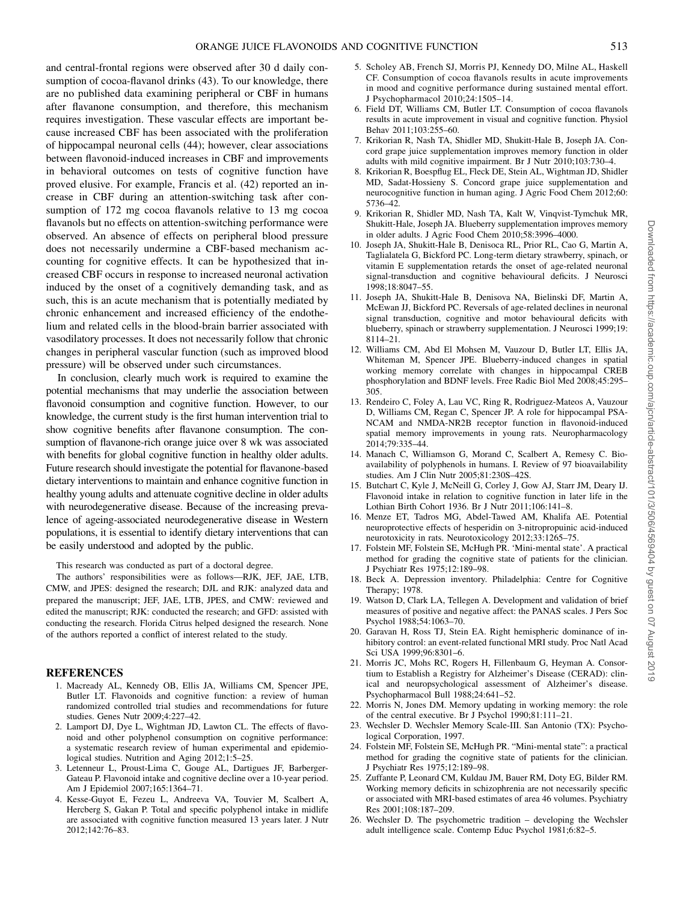and central-frontal regions were observed after 30 d daily consumption of cocoa-flavanol drinks (43). To our knowledge, there are no published data examining peripheral or CBF in humans after flavanone consumption, and therefore, this mechanism requires investigation. These vascular effects are important because increased CBF has been associated with the proliferation of hippocampal neuronal cells (44); however, clear associations between flavonoid-induced increases in CBF and improvements in behavioral outcomes on tests of cognitive function have proved elusive. For example, Francis et al. (42) reported an increase in CBF during an attention-switching task after consumption of 172 mg cocoa flavanols relative to 13 mg cocoa flavanols but no effects on attention-switching performance were observed. An absence of effects on peripheral blood pressure does not necessarily undermine a CBF-based mechanism accounting for cognitive effects. It can be hypothesized that increased CBF occurs in response to increased neuronal activation induced by the onset of a cognitively demanding task, and as such, this is an acute mechanism that is potentially mediated by chronic enhancement and increased efficiency of the endothelium and related cells in the blood-brain barrier associated with vasodilatory processes. It does not necessarily follow that chronic changes in peripheral vascular function (such as improved blood pressure) will be observed under such circumstances.

In conclusion, clearly much work is required to examine the potential mechanisms that may underlie the association between flavonoid consumption and cognitive function. However, to our knowledge, the current study is the first human intervention trial to show cognitive benefits after flavanone consumption. The consumption of flavanone-rich orange juice over 8 wk was associated with benefits for global cognitive function in healthy older adults. Future research should investigate the potential for flavanone-based dietary interventions to maintain and enhance cognitive function in healthy young adults and attenuate cognitive decline in older adults with neurodegenerative disease. Because of the increasing prevalence of ageing-associated neurodegenerative disease in Western populations, it is essential to identify dietary interventions that can be easily understood and adopted by the public.

This research was conducted as part of a doctoral degree.

The authors' responsibilities were as follows—RJK, JEF, JAE, LTB, CMW, and JPES: designed the research; DJL and RJK: analyzed data and prepared the manuscript; JEF, JAE, LTB, JPES, and CMW: reviewed and edited the manuscript; RJK: conducted the research; and GFD: assisted with conducting the research. Florida Citrus helped designed the research. None of the authors reported a conflict of interest related to the study.

## REFERENCES

1. Macready AL, Kennedy OB, Ellis JA, Williams CM, Spencer JPE, Butler LT. Flavonoids and cognitive function: a review of human randomized controlled trial studies and recommendations for future studies. Genes Nutr 2009;4:227–42.
2. Lamport DJ, Dye L, Wightman JD, Lawton CL. The effects of flavonoid and other polyphenol consumption on cognitive performance: a systematic research review of human experimental and epidemiological studies. Nutrition and Aging 2012;1:5–25.
3. Letenneur L, Proust-Lima C, Gouge AL, Dartigues JF, Barberger-Gateau P. Flavonoid intake and cognitive decline over a 10-year period. Am J Epidemiol 2007;165:1364–71.
4. Kesse-Guyot E, Fezeu L, Andreeva VA, Touvier M, Scalbert A, Hercberg S, Gakan P. Total and specific polyphenol intake in midlife are associated with cognitive function measured 13 years later. J Nutr 2012;142:76–83.
5. Scholey AB, French SJ, Morris PJ, Kennedy DO, Milne AL, Haskell CF. Consumption of cocoa flavanols results in acute improvements in mood and cognitive performance during sustained mental effort. J Psychopharmacol 2010;24:1505–14.
6. Field DT, Williams CM, Butler LT. Consumption of cocoa flavanols results in acute improvement in visual and cognitive function. Physiol Behav 2011;103:255–60.
7. Krikorian R, Nash TA, Shidler MD, Shukitt-Hale B, Joseph JA. Concord grape juice supplementation improves memory function in older adults with mild cognitive impairment. Br J Nutr 2010;103:730–4.
8. Krikorian R, Boespflug EL, Fleck DE, Stein AL, Wightman JD, Shidler MD, Sadat-Hossieny S. Concord grape juice supplementation and neurocognitive function in human aging. J Agric Food Chem 2012;60:5736–42.
9. Krikorian R, Shidler MD, Nash TA, Kalt W, Vinqvist-Tymchuk MR, Shukitt-Hale, Joseph JA. Blueberry supplementation improves memory in older adults. J Agric Food Chem 2010;58:3996–4000.
10. Joseph JA, Shukitt-Hale B, Denisoca RL, Prior RL, Cao G, Martin A, Taglialatela G, Bickford PC. Long-term dietary strawberry, spinach, or vitamin E supplementation retards the onset of age-related neuronal signal-transduction and cognitive behavioural deficits. J Neurosci 1998;18:8047–55.
11. Joseph JA, Shukitt-Hale B, Denisova NA, Bielinski DF, Martin A, McEwan JJ, Bickford PC. Reversals of age-related declines in neuronal signal transduction, cognitive and motor behavioural deficits with blueberry, spinach or strawberry supplementation. J Neurosci 1999;19: 8114–21.
12. Williams CM, Abd El Mohsen M, Vauzour D, Butler LT, Ellis JA, Whiteman M, Spencer JPE. Blueberry-induced changes in spatial working memory correlate with changes in hippocampal CREB phosphorylation and BDNF levels. Free Radic Biol Med 2008;45:295–305.
13. Rendeiro C, Foley A, Lau VC, Ring R, Rodriguez-Mateos A, Vauzour D, Williams CM, Regan C, Spencer JP. A role for hippocampal PSA-NCAM and NMDA-NR2B receptor function in flavonoid-induced spatial memory improvements in young rats. Neuropharmacology 2014;79:335–44.
14. Manach C, Williamson G, Morand C, Scalbert A, Remesy C. Bioavailability of polyphenols in humans. I. Review of 97 bioavailability studies. Am J Clin Nutr 2005;81:230S–42S.
15. Butchart C, Kyle J, McNeill G, Corley J, Gow AJ, Starr JM, Deary IJ. Flavonoid intake in relation to cognitive function in later life in the Lothian Birth Cohort 1936. Br J Nutr 2011;106:141–8.
16. Menze ET, Tadros MG, Abdel-Tawed AM, Khalifa AE. Potential neuroprotective effects of hesperidin on 3-nitropropuinic acid-induced neurotoxicity in rats. Neurotoxicology 2012;33:1265–75.
17. Folstein MF, Folstein SE, McHugh PR. 'Mini-mental state'. A practical method for grading the cognitive state of patients for the clinician. J Psychiatr Res 1975;12:189–98.
18. Beck A. Depression inventory. Philadelphia: Centre for Cognitive Therapy; 1978.
19. Watson D, Clark LA, Tellegen A. Development and validation of brief measures of positive and negative affect: the PANAS scales. J Pers Soc Psychol 1988;54:1063–70.
20. Garavan H, Ross TJ, Stein EA. Right hemispheric dominance of inhibitory control: an event-related functional MRI study. Proc Natl Acad Sci USA 1999;96:8301–6.
21. Morris JC, Mohs RC, Rogers H, Fillenbaum G, Heyman A. Consortium to Establish a Registry for Alzheimer's Disease (CERAD): clinical and neuropsychological assessment of Alzheimer's disease. Psychopharmacol Bull 1988;24:641–52.
22. Morris N, Jones DM. Memory updating in working memory: the role of the central executive. Br J Psychol 1990;81:111–21.
23. Wechsler D. Wechsler Memory Scale-III. San Antonio (TX): Psychological Corporation, 1997.
24. Folstein MF, Folstein SE, McHugh PR. "Mini-mental state": a practical method for grading the cognitive state of patients for the clinician. J Psychiatr Res 1975;12:189–98.
25. Zuffante P, Leonard CM, Kuldau JM, Bauer RM, Doty EG, Bilder RM. Working memory deficits in schizophrenia are not necessarily specific or associated with MRI-based estimates of area 46 volumes. Psychiatry Res 2001;108:187–209.
26. Wechsler D. The psychometric tradition – developing the Wechsler adult intelligence scale. Contemp Educ Psychol 1981;6:82–5.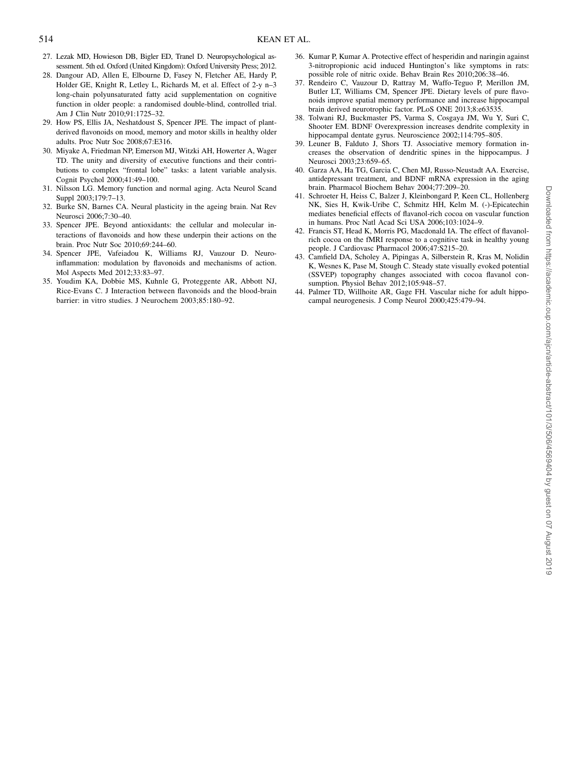27. Lezak MD, Howieson DB, Bigler ED, Tranel D. Neuropsychological assessment. 5th ed. Oxford (United Kingdom): Oxford University Press; 2012.
28. Dangour AD, Allen E, Elbourne D, Fasey N, Fletcher AE, Hardy P, Holder GE, Knight R, Letley L, Richards M, et al. Effect of 2-y n–3 long-chain polyunsaturated fatty acid supplementation on cognitive function in older people: a randomised double-blind, controlled trial. Am J Clin Nutr 2010;91:1725–32.
29. How PS, Ellis JA, Neshatdoust S, Spencer JPE. The impact of plant-derived flavonoids on mood, memory and motor skills in healthy older adults. Proc Nutr Soc 2008;67:E316.
30. Miyake A, Friedman NP, Emerson MJ, Witzki AH, Howerter A, Wager TD. The unity and diversity of executive functions and their contributions to complex "frontal lobe" tasks: a latent variable analysis. Cognit Psychol 2000;41:49–100.
31. Nilsson LG. Memory function and normal aging. Acta Neurol Scand Suppl 2003;179:7–13.
32. Burke SN, Barnes CA. Neural plasticity in the ageing brain. Nat Rev Neurosci 2006;7:30–40.
33. Spencer JPE. Beyond antioxidants: the cellular and molecular interactions of flavonoids and how these underpin their actions on the brain. Proc Nutr Soc 2010;69:244–60.
34. Spencer JPE, Vafeiadou K, Williams RJ, Vauzour D. Neuroinflammation: modulation by flavonoids and mechanisms of action. Mol Aspects Med 2012;33:83–97.
35. Youdim KA, Dobbie MS, Kuhnle G, Proteggente AR, Abbott NJ, Rice-Evans C. J Interaction between flavonoids and the blood-brain barrier: in vitro studies. J Neurochem 2003;85:180–92.
36. Kumar P, Kumar A. Protective effect of hesperidin and naringin against 3-nitropropionic acid induced Huntington's like symptoms in rats: possible role of nitric oxide. Behav Brain Res 2010;206:38–46.
37. Rendeiro C, Vauzour D, Rattray M, Waffo-Teguo P, Merillon JM, Butler LT, Williams CM, Spencer JPE. Dietary levels of pure flavonoids improve spatial memory performance and increase hippocampal brain derived neurotrophic factor. PLoS ONE 2013;8:e63535.
38. Tolwani RJ, Buckmaster PS, Varma S, Cosgaya JM, Wu Y, Suri C, Shooter EM. BDNF Overexpression increases dendrite complexity in hippocampal dentate gyrus. Neuroscience 2002;114:795–805.
39. Leuner B, Falduto J, Shors TJ. Associative memory formation increases the observation of dendritic spines in the hippocampus. J Neurosci 2003;23:659–65.
40. Garza AA, Ha TG, Garcia C, Chen MJ, Russo-Neustadt AA. Exercise, antidepressant treatment, and BDNF mRNA expression in the aging brain. Pharmacol Biochem Behav 2004;77:209–20.
41. Schroeter H, Heiss C, Balzer J, Kleinbongard P, Keen CL, Hollenberg NK, Sies H, Kwik-Uribe C, Schmitz HH, Kelm M. (-)-Epicatechin mediates beneficial effects of flavanol-rich cocoa on vascular function in humans. Proc Natl Acad Sci USA 2006;103:1024–9.
42. Francis ST, Head K, Morris PG, Macdonald IA. The effect of flavanol-rich cocoa on the fMRI response to a cognitive task in healthy young people. J Cardiovasc Pharmacol 2006;47:S215–20.
43. Camfield DA, Scholey A, Pipingas A, Silberstein R, Kras M, Nolidin K, Wesnes K, Pase M, Stough C. Steady state visually evoked potential (SSVEP) topography changes associated with cocoa flavanol consumption. Physiol Behav 2012;105:948–57.
44. Palmer TD, Willhoite AR, Gage FH. Vascular niche for adult hippocampal neurogenesis. J Comp Neurol 2000;425:479–94.